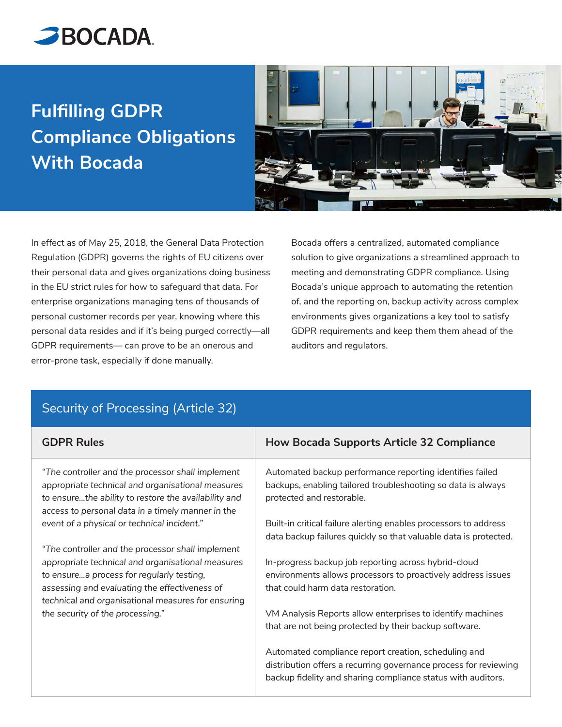# Fulfilling GDPR Compliance Obligations With Bocada

In effect as of May 25, 2018, the General Data Protection Regulation (GDPR) governs the rights of EU citizens over their personal data and gives organizations doing business in the EU strict rules for how to safeguard that data. For enterprise organizations managing tens of thousands of personal customer records per year, knowing where this personal data resides and if it's being purged correctly—all GDPR requirements— can prove to be an onerous and error-prone task, especially if done manually.

Bocada offers a centralized, automated compliance solution to give organizations a streamlined approach to meeting and demonstrating GDPR compliance. Using Bocada's unique approach to automating the retention of, and the reporting on, backup activity across complex environments gives organizations a key tool to satisfy GDPR requirements and keep them them ahead of the auditors and regulators.

## Security of Processing (Article 32)

| GDPR Rules | How Bocada Supports Article 32 Compliance |
|---|---|
| *"The controller and the processor shall implement appropriate technical and organisational measures to ensure...the ability to restore the availability and access to personal data in a timely manner in the event of a physical or technical incident."*<br><br>*"The controller and the processor shall implement appropriate technical and organisational measures to ensure...a process for regularly testing, assessing and evaluating the effectiveness of technical and organisational measures for ensuring the security of the processing."* | Automated backup performance reporting identifies failed backups, enabling tailored troubleshooting so data is always protected and restorable.<br><br>Built-in critical failure alerting enables processors to address data backup failures quickly so that valuable data is protected.<br><br>In-progress backup job reporting across hybrid-cloud environments allows processors to proactively address issues that could harm data restoration.<br><br>VM Analysis Reports allow enterprises to identify machines that are not being protected by their backup software.<br><br>Automated compliance report creation, scheduling and distribution offers a recurring governance process for reviewing backup fidelity and sharing compliance status with auditors. |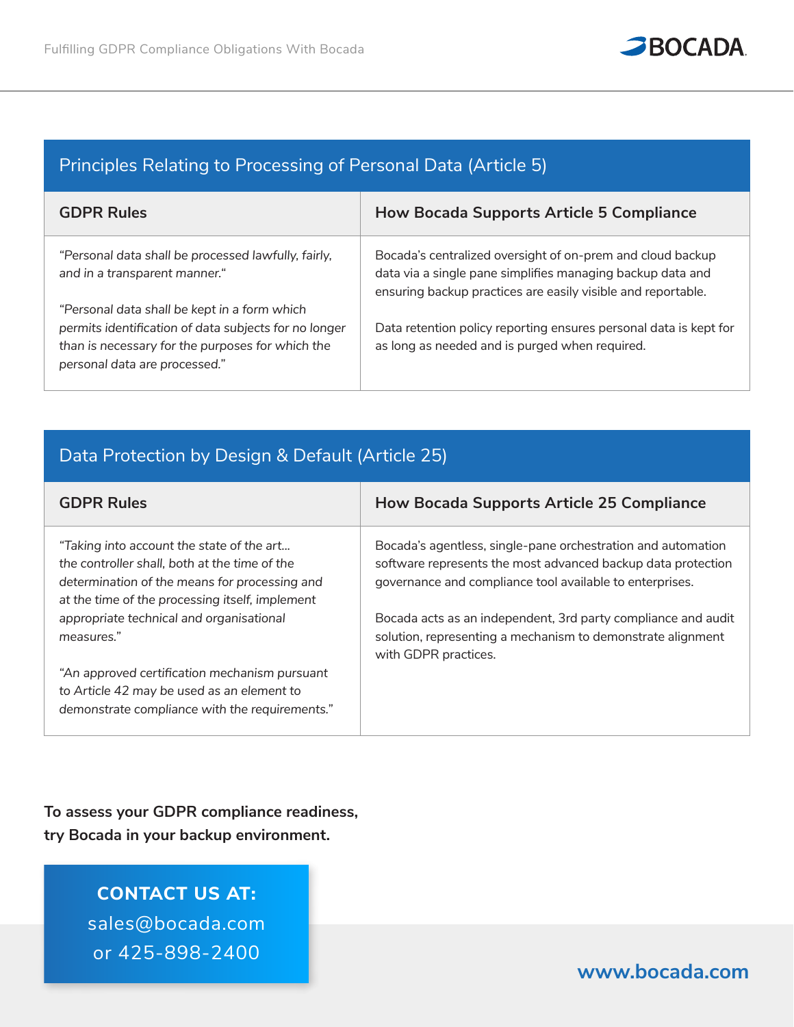## Principles Relating to Processing of Personal Data (Article 5)

| GDPR Rules | How Bocada Supports Article 5 Compliance |
|---|---|
| *"Personal data shall be processed lawfully, fairly, and in a transparent manner."*<br><br>*"Personal data shall be kept in a form which permits identification of data subjects for no longer than is necessary for the purposes for which the personal data are processed."* | Bocada's centralized oversight of on-prem and cloud backup data via a single pane simplifies managing backup data and ensuring backup practices are easily visible and reportable.<br><br>Data retention policy reporting ensures personal data is kept for as long as needed and is purged when required. |

## Data Protection by Design & Default (Article 25)

| GDPR Rules | How Bocada Supports Article 25 Compliance |
|---|---|
| *"Taking into account the state of the art... the controller shall, both at the time of the determination of the means for processing and at the time of the processing itself, implement appropriate technical and organisational measures."*<br><br>*"An approved certification mechanism pursuant to Article 42 may be used as an element to demonstrate compliance with the requirements."* | Bocada's agentless, single-pane orchestration and automation software represents the most advanced backup data protection governance and compliance tool available to enterprises.<br><br>Bocada acts as an independent, 3rd party compliance and audit solution, representing a mechanism to demonstrate alignment with GDPR practices. |

**To assess your GDPR compliance readiness, try Bocada in your backup environment.**

**CONTACT US AT:**
sales@bocada.com
or 425-898-2400

**www.bocada.com**